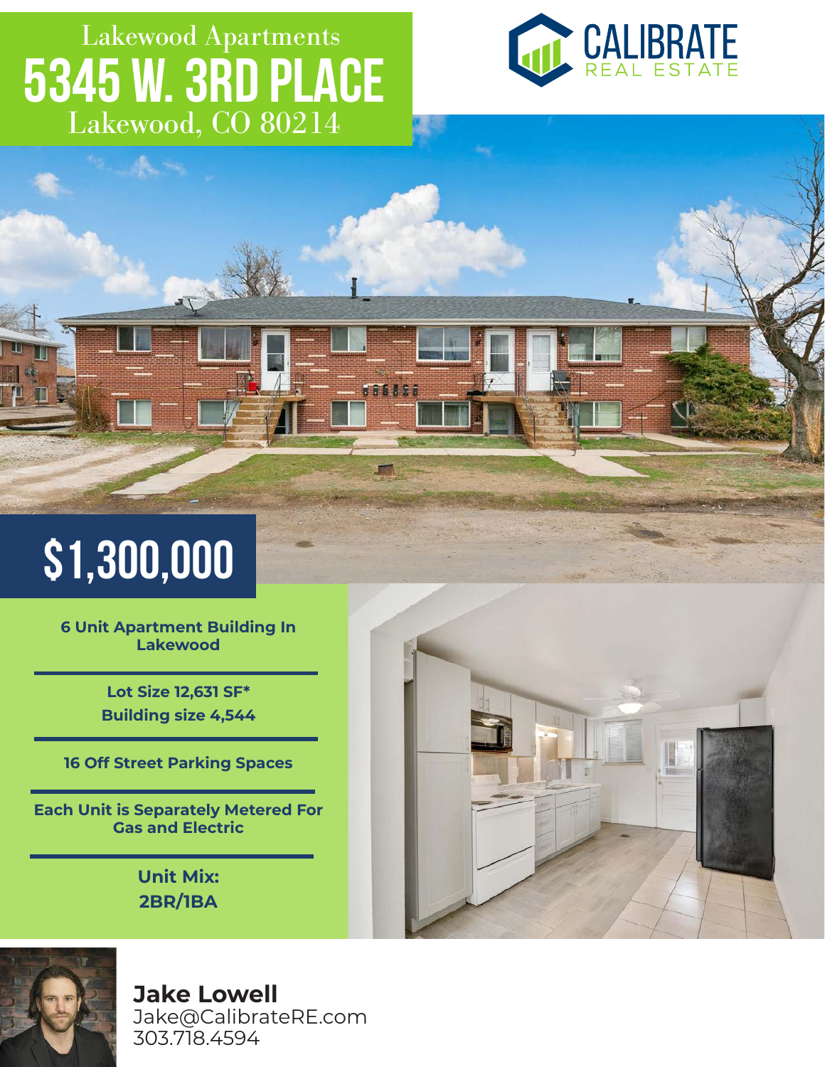Lakewood Apartments

# 5345 W. 3RD PLACE

Lakewood, CO 80214

CALIBRATE
REAL ESTATE

## $1,300,000

**6 Unit Apartment Building In Lakewood**

**Lot Size 12,631 SF***
**Building size 4,544**

**16 Off Street Parking Spaces**

**Each Unit is Separately Metered For Gas and Electric**

**Unit Mix:**
**2BR/1BA**

**Jake Lowell**
Jake@CalibrateRE.com
303.718.4594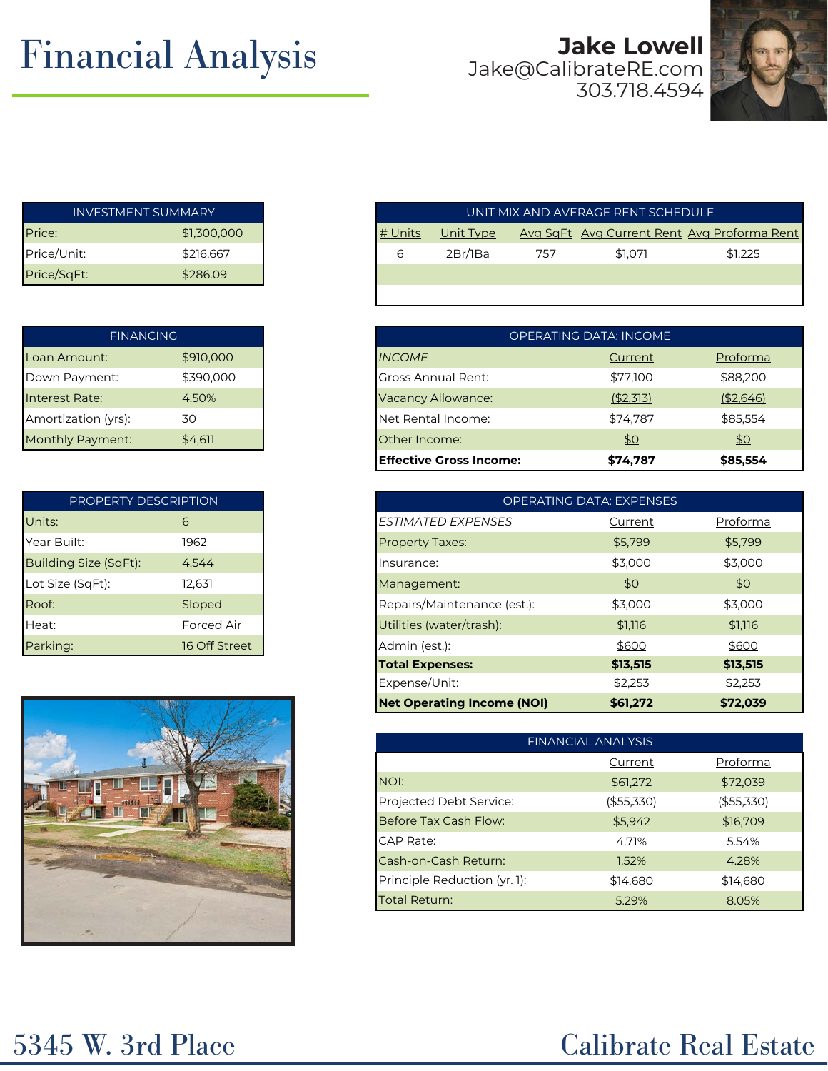# Financial Analysis

**Jake Lowell**
Jake@CalibrateRE.com
303.718.4594

| INVESTMENT SUMMARY | |
|---|---|
| Price: | $1,300,000 |
| Price/Unit: | $216,667 |
| Price/SqFt: | $286.09 |

| FINANCING | |
|---|---|
| Loan Amount: | $910,000 |
| Down Payment: | $390,000 |
| Interest Rate: | 4.50% |
| Amortization (yrs): | 30 |
| Monthly Payment: | $4,611 |

| PROPERTY DESCRIPTION | |
|---|---|
| Units: | 6 |
| Year Built: | 1962 |
| Building Size (SqFt): | 4,544 |
| Lot Size (SqFt): | 12,631 |
| Roof: | Sloped |
| Heat: | Forced Air |
| Parking: | 16 Off Street |

| UNIT MIX AND AVERAGE RENT SCHEDULE | | | | |
|---|---|---|---|---|
| # Units | Unit Type | Avg SqFt | Avg Current Rent | Avg Proforma Rent |
| 6 | 2Br/1Ba | 757 | $1,071 | $1,225 |

| OPERATING DATA: INCOME | | |
|---|---|---|
| *INCOME* | Current | Proforma |
| Gross Annual Rent: | $77,100 | $88,200 |
| Vacancy Allowance: | ($2,313) | ($2,646) |
| Net Rental Income: | $74,787 | $85,554 |
| Other Income: | $0 | $0 |
| **Effective Gross Income:** | **$74,787** | **$85,554** |

| OPERATING DATA: EXPENSES | | |
|---|---|---|
| *ESTIMATED EXPENSES* | Current | Proforma |
| Property Taxes: | $5,799 | $5,799 |
| Insurance: | $3,000 | $3,000 |
| Management: | $0 | $0 |
| Repairs/Maintenance (est.): | $3,000 | $3,000 |
| Utilities (water/trash): | $1,116 | $1,116 |
| Admin (est.): | $600 | $600 |
| **Total Expenses:** | **$13,515** | **$13,515** |
| Expense/Unit: | $2,253 | $2,253 |
| **Net Operating Income (NOI)** | **$61,272** | **$72,039** |

| FINANCIAL ANALYSIS | | |
|---|---|---|
| | Current | Proforma |
| NOI: | $61,272 | $72,039 |
| Projected Debt Service: | ($55,330) | ($55,330) |
| Before Tax Cash Flow: | $5,942 | $16,709 |
| CAP Rate: | 4.71% | 5.54% |
| Cash-on-Cash Return: | 1.52% | 4.28% |
| Principle Reduction (yr. 1): | $14,680 | $14,680 |
| Total Return: | 5.29% | 8.05% |

5345 W. 3rd Place

Calibrate Real Estate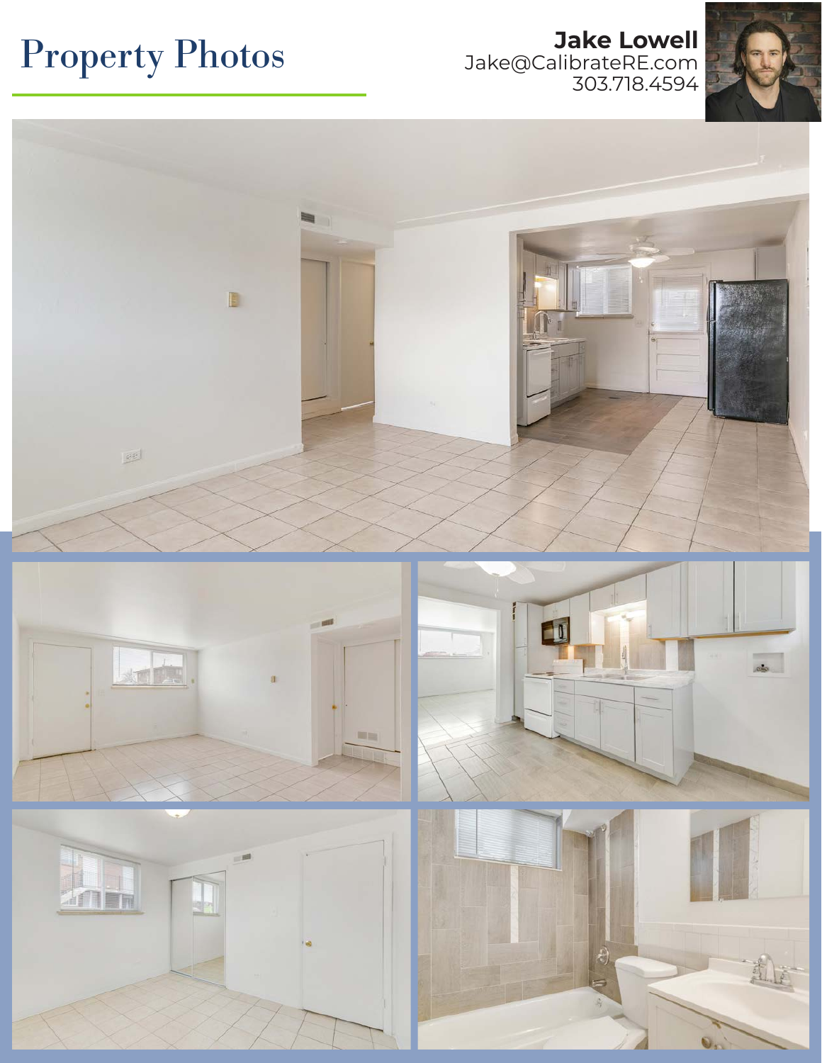# Property Photos

**Jake Lowell**
Jake@CalibrateRE.com
303.718.4594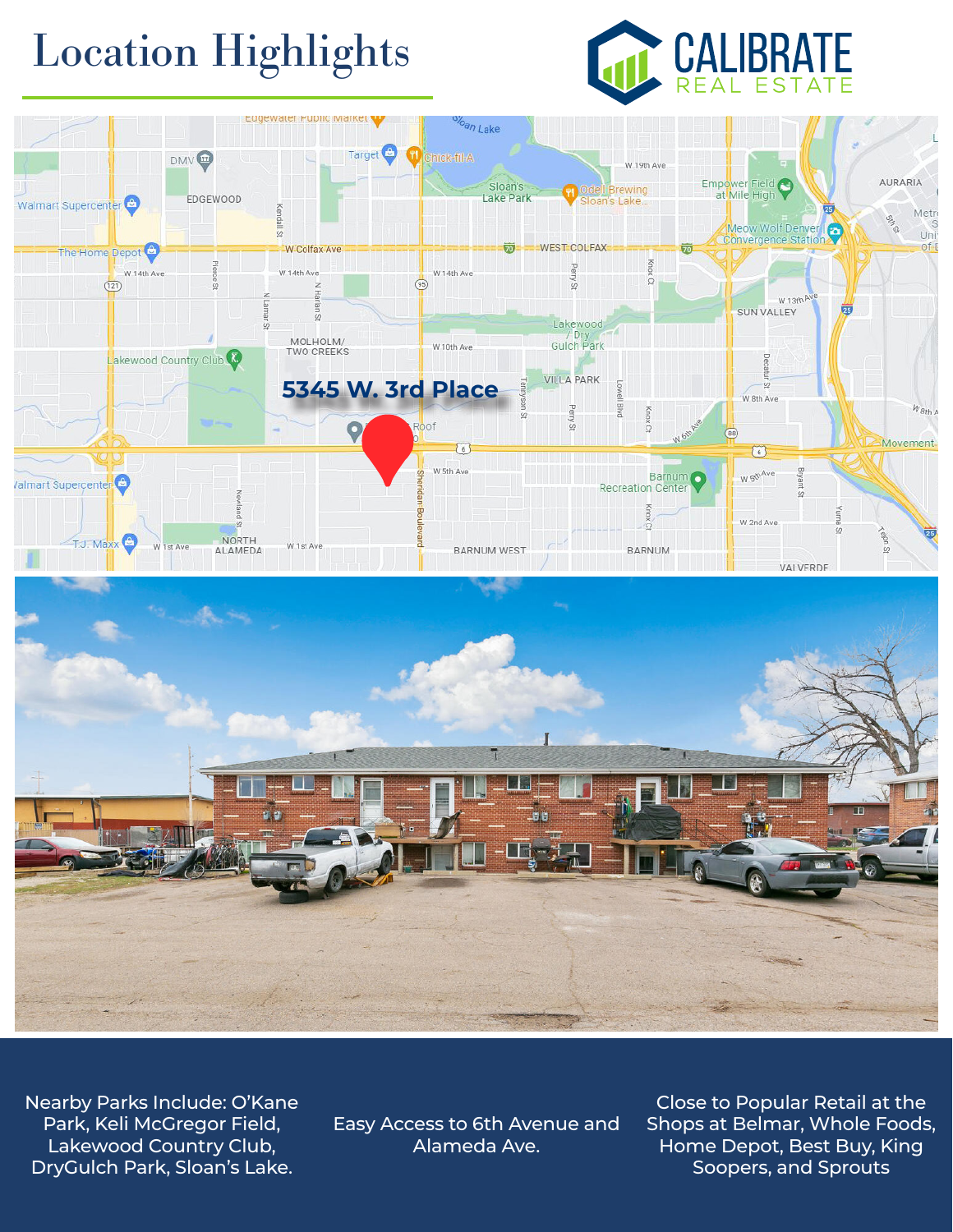# Location Highlights

CALIBRATE REAL ESTATE

5345 W. 3rd Place

Nearby Parks Include: O'Kane Park, Keli McGregor Field, Lakewood Country Club, DryGulch Park, Sloan's Lake.

Easy Access to 6th Avenue and Alameda Ave.

Close to Popular Retail at the Shops at Belmar, Whole Foods, Home Depot, Best Buy, King Soopers, and Sprouts